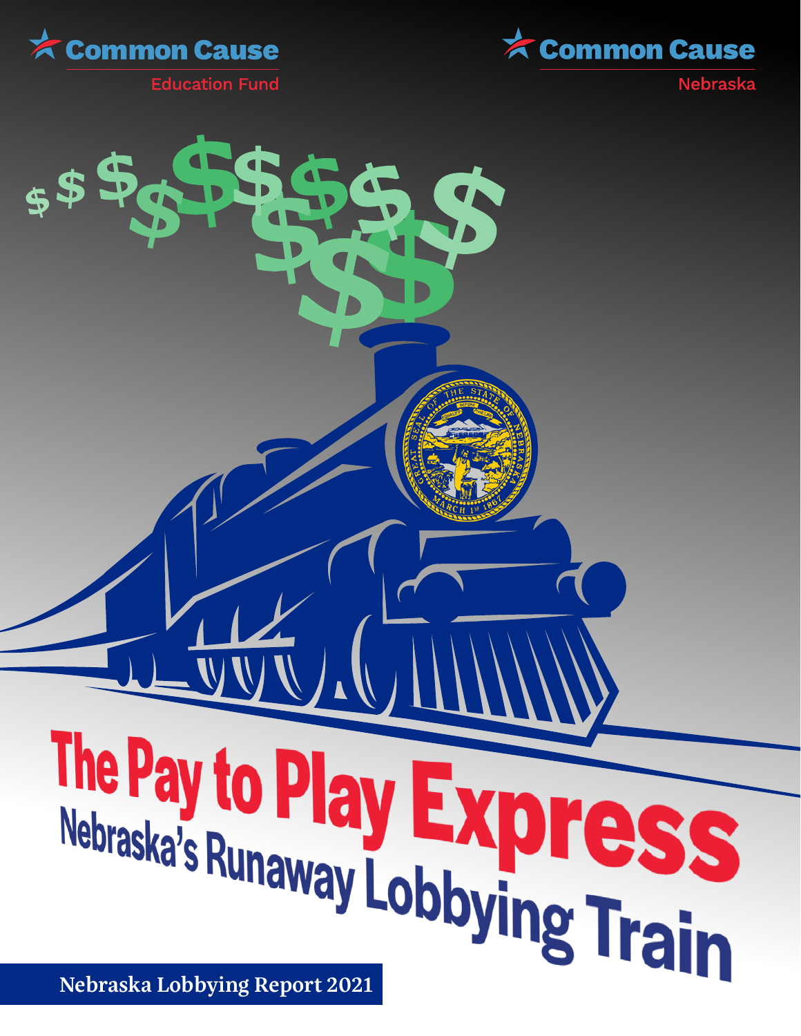Common Cause Education Fund

Common Cause Nebraska

# The Pay to Play Express

## Nebraska's Runaway Lobbying Train

**Nebraska Lobbying Report 2021**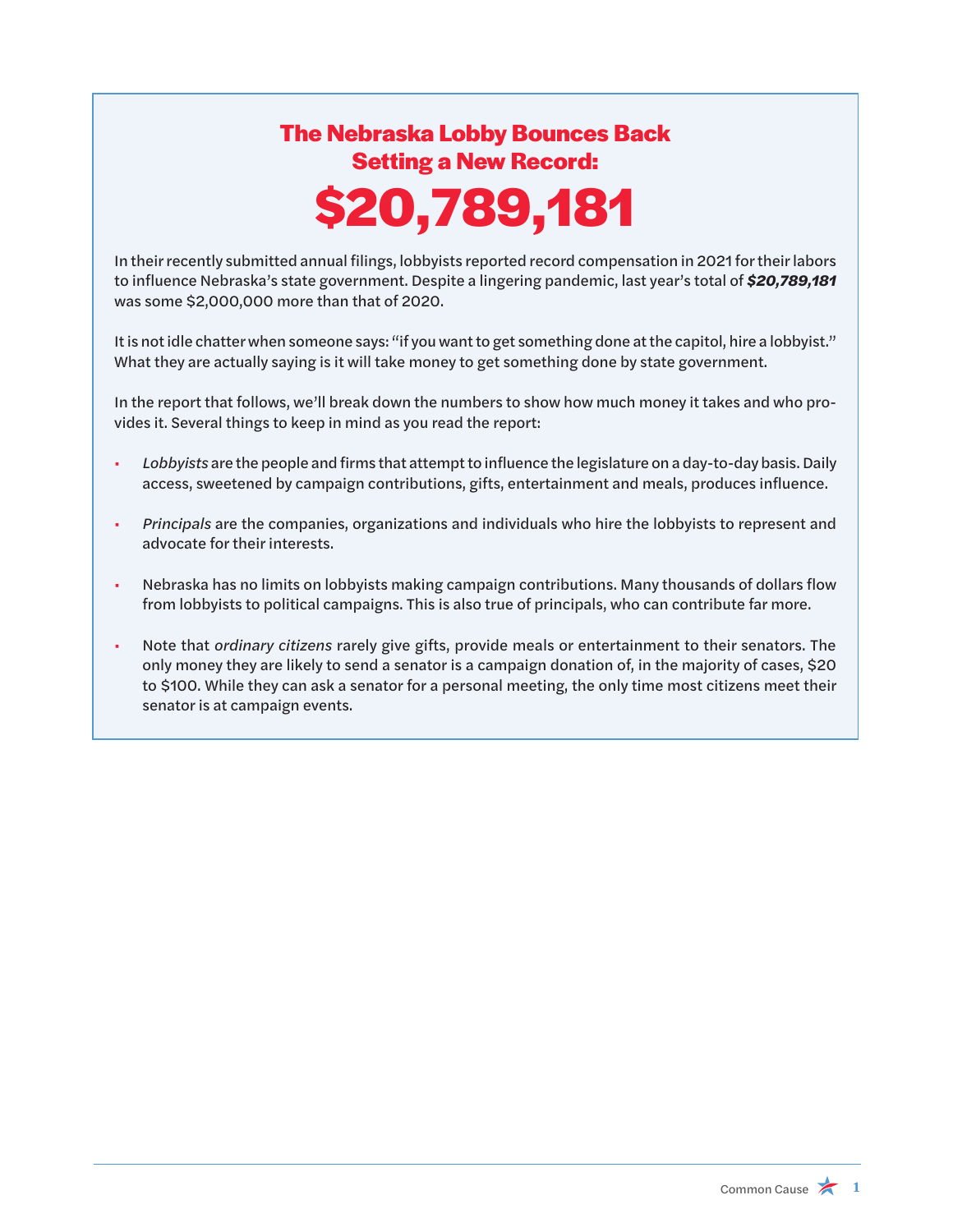# The Nebraska Lobby Bounces Back Setting a New Record:

# $20,789,181

In their recently submitted annual filings, lobbyists reported record compensation in 2021 for their labors to influence Nebraska's state government. Despite a lingering pandemic, last year's total of ***$20,789,181*** was some $2,000,000 more than that of 2020.

It is not idle chatter when someone says: "if you want to get something done at the capitol, hire a lobbyist." What they are actually saying is it will take money to get something done by state government.

In the report that follows, we'll break down the numbers to show how much money it takes and who provides it. Several things to keep in mind as you read the report:

- *Lobbyists* are the people and firms that attempt to influence the legislature on a day-to-day basis. Daily access, sweetened by campaign contributions, gifts, entertainment and meals, produces influence.
- *Principals* are the companies, organizations and individuals who hire the lobbyists to represent and advocate for their interests.
- Nebraska has no limits on lobbyists making campaign contributions. Many thousands of dollars flow from lobbyists to political campaigns. This is also true of principals, who can contribute far more.
- Note that *ordinary citizens* rarely give gifts, provide meals or entertainment to their senators. The only money they are likely to send a senator is a campaign donation of, in the majority of cases, $20 to $100. While they can ask a senator for a personal meeting, the only time most citizens meet their senator is at campaign events.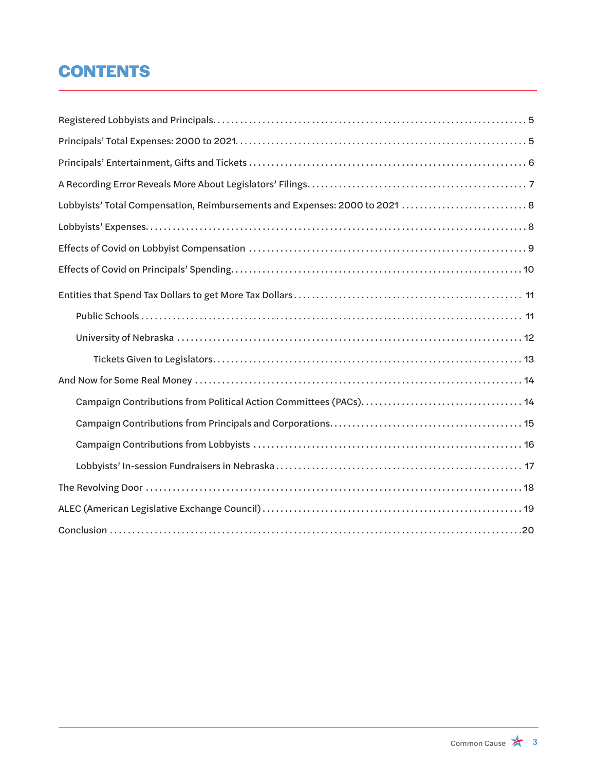# CONTENTS

Registered Lobbyists and Principals. . . . . . . . . . . . . . . . . . . . . . . . . . . . . . . . . . . . . . . . . . . . . . . . . . . . . . . . . . . . . . . 5

Principals' Total Expenses: 2000 to 2021. . . . . . . . . . . . . . . . . . . . . . . . . . . . . . . . . . . . . . . . . . . . . . . . . . . . . . . . . . . . 5

Principals' Entertainment, Gifts and Tickets . . . . . . . . . . . . . . . . . . . . . . . . . . . . . . . . . . . . . . . . . . . . . . . . . . . . . . . . . 6

A Recording Error Reveals More About Legislators' Filings. . . . . . . . . . . . . . . . . . . . . . . . . . . . . . . . . . . . . . . . . . . . . 7

Lobbyists' Total Compensation, Reimbursements and Expenses: 2000 to 2021 . . . . . . . . . . . . . . . . . . . . . . . . . . . 8

Lobbyists' Expenses. . . . . . . . . . . . . . . . . . . . . . . . . . . . . . . . . . . . . . . . . . . . . . . . . . . . . . . . . . . . . . . . . . . . . . . . . . . . . 8

Effects of Covid on Lobbyist Compensation . . . . . . . . . . . . . . . . . . . . . . . . . . . . . . . . . . . . . . . . . . . . . . . . . . . . . . . . . 9

Effects of Covid on Principals' Spending. . . . . . . . . . . . . . . . . . . . . . . . . . . . . . . . . . . . . . . . . . . . . . . . . . . . . . . . . . . . 10

Entities that Spend Tax Dollars to get More Tax Dollars . . . . . . . . . . . . . . . . . . . . . . . . . . . . . . . . . . . . . . . . . . . . . . . 11

- Public Schools . . . . . . . . . . . . . . . . . . . . . . . . . . . . . . . . . . . . . . . . . . . . . . . . . . . . . . . . . . . . . . . . . . . . . . . . . . . . . 11
- University of Nebraska . . . . . . . . . . . . . . . . . . . . . . . . . . . . . . . . . . . . . . . . . . . . . . . . . . . . . . . . . . . . . . . . . . . . . . . 12
  - Tickets Given to Legislators. . . . . . . . . . . . . . . . . . . . . . . . . . . . . . . . . . . . . . . . . . . . . . . . . . . . . . . . . . . . . . . . 13

And Now for Some Real Money . . . . . . . . . . . . . . . . . . . . . . . . . . . . . . . . . . . . . . . . . . . . . . . . . . . . . . . . . . . . . . . . . . 14

- Campaign Contributions from Political Action Committees (PACs). . . . . . . . . . . . . . . . . . . . . . . . . . . . . . . . . . . 14
- Campaign Contributions from Principals and Corporations. . . . . . . . . . . . . . . . . . . . . . . . . . . . . . . . . . . . . . . . . 15
- Campaign Contributions from Lobbyists . . . . . . . . . . . . . . . . . . . . . . . . . . . . . . . . . . . . . . . . . . . . . . . . . . . . . . . . 16
- Lobbyists' In-session Fundraisers in Nebraska . . . . . . . . . . . . . . . . . . . . . . . . . . . . . . . . . . . . . . . . . . . . . . . . . . 17

The Revolving Door . . . . . . . . . . . . . . . . . . . . . . . . . . . . . . . . . . . . . . . . . . . . . . . . . . . . . . . . . . . . . . . . . . . . . . . . . . . . 18

ALEC (American Legislative Exchange Council) . . . . . . . . . . . . . . . . . . . . . . . . . . . . . . . . . . . . . . . . . . . . . . . . . . . . . 19

Conclusion . . . . . . . . . . . . . . . . . . . . . . . . . . . . . . . . . . . . . . . . . . . . . . . . . . . . . . . . . . . . . . . . . . . . . . . . . . . . . . . . . . . 20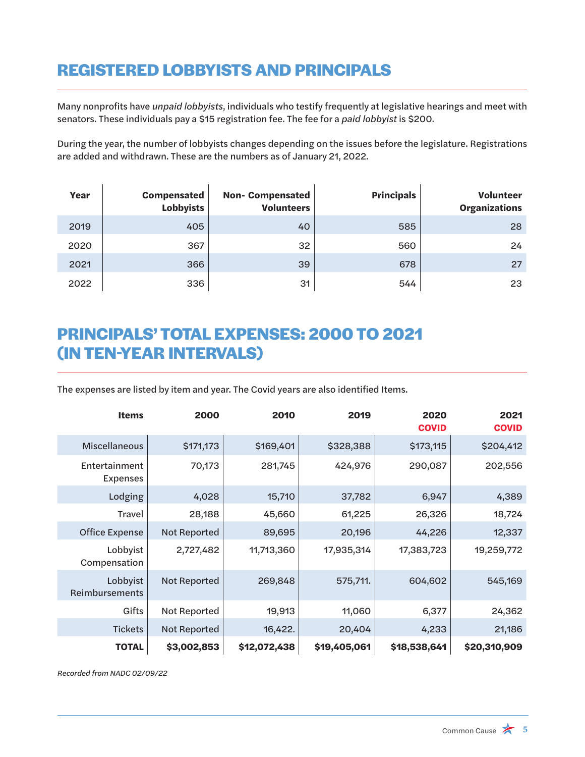## REGISTERED LOBBYISTS AND PRINCIPALS

Many nonprofits have *unpaid lobbyists*, individuals who testify frequently at legislative hearings and meet with senators. These individuals pay a $15 registration fee. The fee for a *paid lobbyist* is $200.

During the year, the number of lobbyists changes depending on the issues before the legislature. Registrations are added and withdrawn. These are the numbers as of January 21, 2022.

| Year | Compensated Lobbyists | Non- Compensated Volunteers | Principals | Volunteer Organizations |
|---|---|---|---|---|
| 2019 | 405 | 40 | 585 | 28 |
| 2020 | 367 | 32 | 560 | 24 |
| 2021 | 366 | 39 | 678 | 27 |
| 2022 | 336 | 31 | 544 | 23 |

## PRINCIPALS' TOTAL EXPENSES: 2000 TO 2021 (IN TEN-YEAR INTERVALS)

The expenses are listed by item and year. The Covid years are also identified Items.

| Items | 2000 | 2010 | 2019 | 2020 COVID | 2021 COVID |
|---|---|---|---|---|---|
| Miscellaneous | $171,173 | $169,401 | $328,388 | $173,115 | $204,412 |
| Entertainment Expenses | 70,173 | 281,745 | 424,976 | 290,087 | 202,556 |
| Lodging | 4,028 | 15,710 | 37,782 | 6,947 | 4,389 |
| Travel | 28,188 | 45,660 | 61,225 | 26,326 | 18,724 |
| Office Expense | Not Reported | 89,695 | 20,196 | 44,226 | 12,337 |
| Lobbyist Compensation | 2,727,482 | 11,713,360 | 17,935,314 | 17,383,723 | 19,259,772 |
| Lobbyist Reimbursements | Not Reported | 269,848 | 575,711. | 604,602 | 545,169 |
| Gifts | Not Reported | 19,913 | 11,060 | 6,377 | 24,362 |
| Tickets | Not Reported | 16,422. | 20,404 | 4,233 | 21,186 |
| **TOTAL** | **$3,002,853** | **$12,072,438** | **$19,405,061** | **$18,538,641** | **$20,310,909** |

*Recorded from NADC 02/09/22*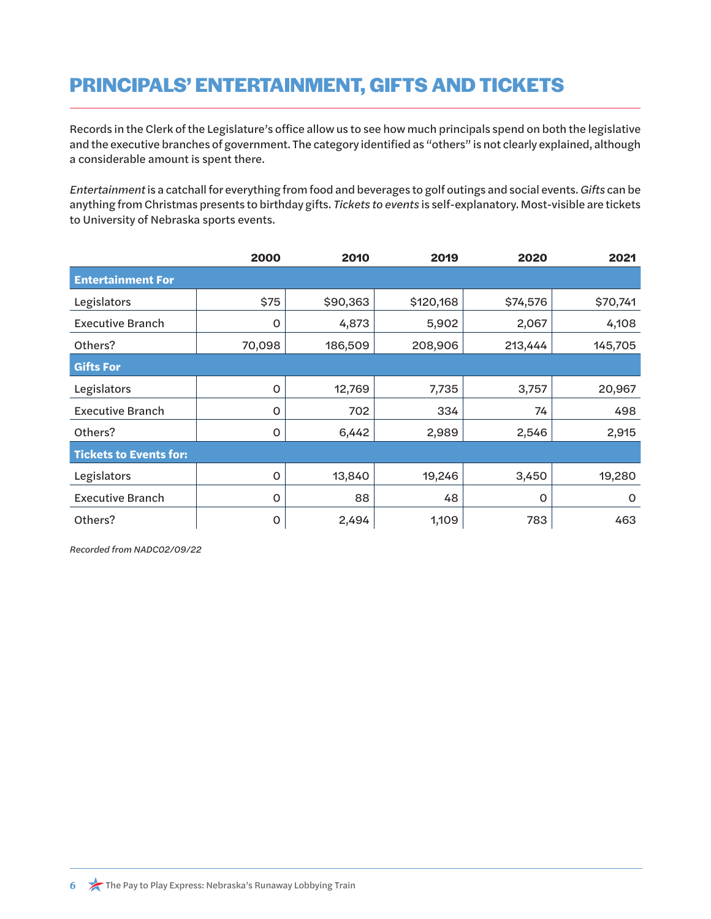# PRINCIPALS' ENTERTAINMENT, GIFTS AND TICKETS

Records in the Clerk of the Legislature's office allow us to see how much principals spend on both the legislative and the executive branches of government. The category identified as "others" is not clearly explained, although a considerable amount is spent there.

*Entertainment* is a catchall for everything from food and beverages to golf outings and social events. *Gifts* can be anything from Christmas presents to birthday gifts. *Tickets to events* is self-explanatory. Most-visible are tickets to University of Nebraska sports events.

| | 2000 | 2010 | 2019 | 2020 | 2021 |
|---|---|---|---|---|---|
| **Entertainment For** | | | | | |
| Legislators | $75 | $90,363 | $120,168 | $74,576 | $70,741 |
| Executive Branch | 0 | 4,873 | 5,902 | 2,067 | 4,108 |
| Others? | 70,098 | 186,509 | 208,906 | 213,444 | 145,705 |
| **Gifts For** | | | | | |
| Legislators | 0 | 12,769 | 7,735 | 3,757 | 20,967 |
| Executive Branch | 0 | 702 | 334 | 74 | 498 |
| Others? | 0 | 6,442 | 2,989 | 2,546 | 2,915 |
| **Tickets to Events for:** | | | | | |
| Legislators | 0 | 13,840 | 19,246 | 3,450 | 19,280 |
| Executive Branch | 0 | 88 | 48 | 0 | 0 |
| Others? | 0 | 2,494 | 1,109 | 783 | 463 |

*Recorded from NADC02/09/22*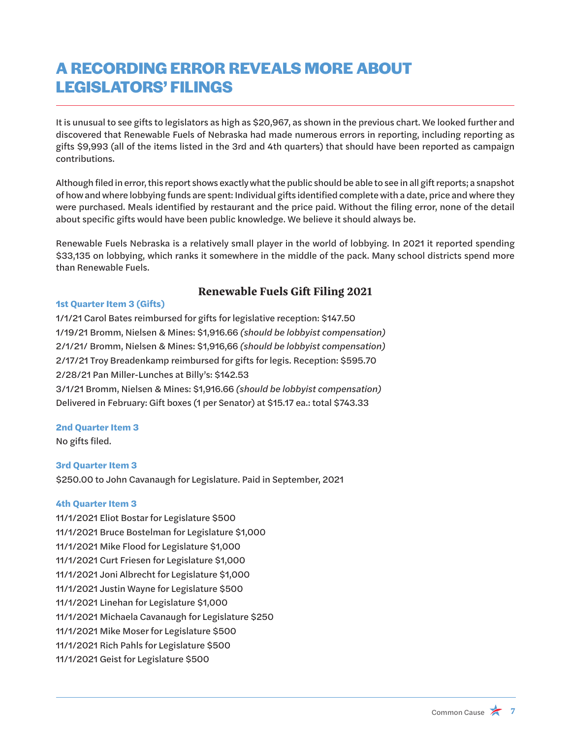# A RECORDING ERROR REVEALS MORE ABOUT LEGISLATORS' FILINGS

It is unusual to see gifts to legislators as high as $20,967, as shown in the previous chart. We looked further and discovered that Renewable Fuels of Nebraska had made numerous errors in reporting, including reporting as gifts $9,993 (all of the items listed in the 3rd and 4th quarters) that should have been reported as campaign contributions.

Although filed in error, this report shows exactly what the public should be able to see in all gift reports; a snapshot of how and where lobbying funds are spent: Individual gifts identified complete with a date, price and where they were purchased. Meals identified by restaurant and the price paid. Without the filing error, none of the detail about specific gifts would have been public knowledge. We believe it should always be.

Renewable Fuels Nebraska is a relatively small player in the world of lobbying. In 2021 it reported spending $33,135 on lobbying, which ranks it somewhere in the middle of the pack. Many school districts spend more than Renewable Fuels.

## Renewable Fuels Gift Filing 2021

**1st Quarter Item 3 (Gifts)**

1/1/21 Carol Bates reimbursed for gifts for legislative reception: $147.50
1/19/21 Bromm, Nielsen & Mines: $1,916.66 *(should be lobbyist compensation)*
2/1/21/ Bromm, Nielsen & Mines: $1,916,66 *(should be lobbyist compensation)*
2/17/21 Troy Breadenkamp reimbursed for gifts for legis. Reception: $595.70
2/28/21 Pan Miller-Lunches at Billy's: $142.53
3/1/21 Bromm, Nielsen & Mines: $1,916.66 *(should be lobbyist compensation)*
Delivered in February: Gift boxes (1 per Senator) at $15.17 ea.: total $743.33

**2nd Quarter Item 3**

No gifts filed.

**3rd Quarter Item 3**

$250.00 to John Cavanaugh for Legislature. Paid in September, 2021

**4th Quarter Item 3**

11/1/2021 Eliot Bostar for Legislature $500
11/1/2021 Bruce Bostelman for Legislature $1,000
11/1/2021 Mike Flood for Legislature $1,000
11/1/2021 Curt Friesen for Legislature $1,000
11/1/2021 Joni Albrecht for Legislature $1,000
11/1/2021 Justin Wayne for Legislature $500
11/1/2021 Linehan for Legislature $1,000
11/1/2021 Michaela Cavanaugh for Legislature $250
11/1/2021 Mike Moser for Legislature $500
11/1/2021 Rich Pahls for Legislature $500
11/1/2021 Geist for Legislature $500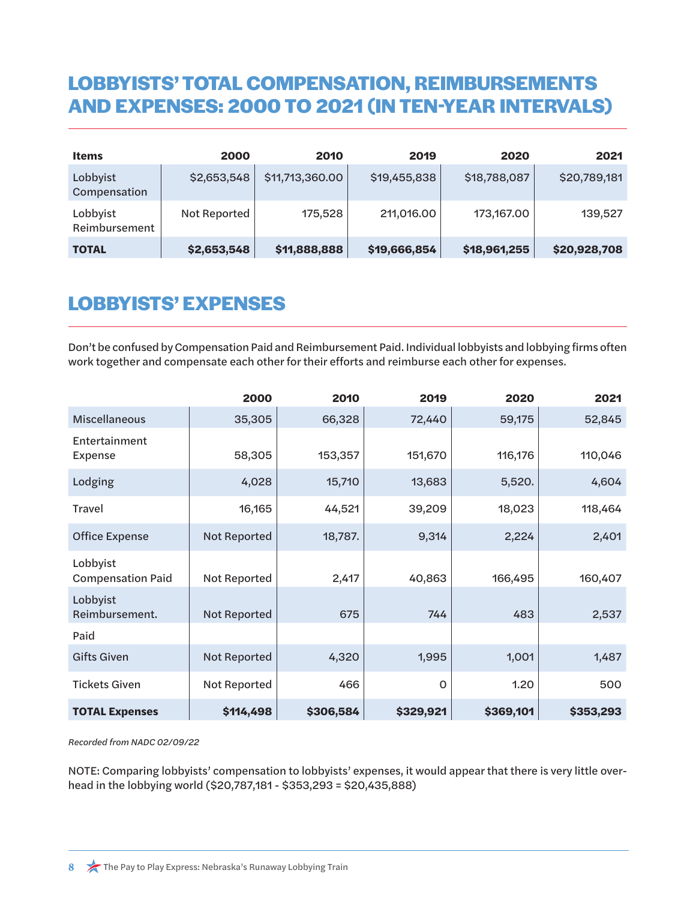## LOBBYISTS' TOTAL COMPENSATION, REIMBURSEMENTS AND EXPENSES: 2000 TO 2021 (IN TEN-YEAR INTERVALS)

| Items | 2000 | 2010 | 2019 | 2020 | 2021 |
|---|---|---|---|---|---|
| Lobbyist Compensation | $2,653,548 | $11,713,360.00 | $19,455,838 | $18,788,087 | $20,789,181 |
| Lobbyist Reimbursement | Not Reported | 175,528 | 211,016.00 | 173,167.00 | 139,527 |
| **TOTAL** | **$2,653,548** | **$11,888,888** | **$19,666,854** | **$18,961,255** | **$20,928,708** |

## LOBBYISTS' EXPENSES

Don't be confused by Compensation Paid and Reimbursement Paid. Individual lobbyists and lobbying firms often work together and compensate each other for their efforts and reimburse each other for expenses.

| | 2000 | 2010 | 2019 | 2020 | 2021 |
|---|---|---|---|---|---|
| Miscellaneous | 35,305 | 66,328 | 72,440 | 59,175 | 52,845 |
| Entertainment Expense | 58,305 | 153,357 | 151,670 | 116,176 | 110,046 |
| Lodging | 4,028 | 15,710 | 13,683 | 5,520. | 4,604 |
| Travel | 16,165 | 44,521 | 39,209 | 18,023 | 118,464 |
| Office Expense | Not Reported | 18,787. | 9,314 | 2,224 | 2,401 |
| Lobbyist Compensation Paid | Not Reported | 2,417 | 40,863 | 166,495 | 160,407 |
| Lobbyist Reimbursement. Paid | Not Reported | 675 | 744 | 483 | 2,537 |
| Gifts Given | Not Reported | 4,320 | 1,995 | 1,001 | 1,487 |
| Tickets Given | Not Reported | 466 | 0 | 1.20 | 500 |
| **TOTAL Expenses** | **$114,498** | **$306,584** | **$329,921** | **$369,101** | **$353,293** |

*Recorded from NADC 02/09/22*

NOTE: Comparing lobbyists' compensation to lobbyists' expenses, it would appear that there is very little overhead in the lobbying world ($20,787,181 - $353,293 = $20,435,888)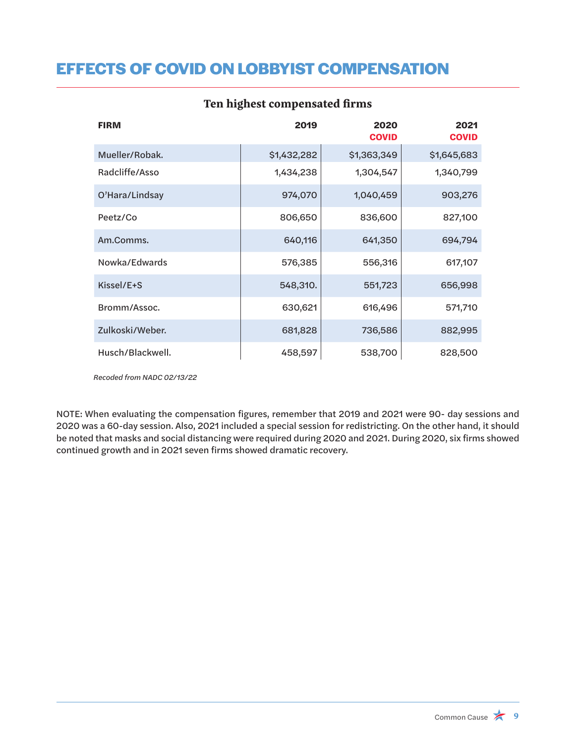# EFFECTS OF COVID ON LOBBYIST COMPENSATION

### Ten highest compensated firms

| FIRM | 2019 | 2020 COVID | 2021 COVID |
|---|---|---|---|
| Mueller/Robak. | $1,432,282 | $1,363,349 | $1,645,683 |
| Radcliffe/Asso | 1,434,238 | 1,304,547 | 1,340,799 |
| O'Hara/Lindsay | 974,070 | 1,040,459 | 903,276 |
| Peetz/Co | 806,650 | 836,600 | 827,100 |
| Am.Comms. | 640,116 | 641,350 | 694,794 |
| Nowka/Edwards | 576,385 | 556,316 | 617,107 |
| Kissel/E+S | 548,310. | 551,723 | 656,998 |
| Bromm/Assoc. | 630,621 | 616,496 | 571,710 |
| Zulkoski/Weber. | 681,828 | 736,586 | 882,995 |
| Husch/Blackwell. | 458,597 | 538,700 | 828,500 |

*Recoded from NADC 02/13/22*

NOTE: When evaluating the compensation figures, remember that 2019 and 2021 were 90- day sessions and 2020 was a 60-day session. Also, 2021 included a special session for redistricting. On the other hand, it should be noted that masks and social distancing were required during 2020 and 2021. During 2020, six firms showed continued growth and in 2021 seven firms showed dramatic recovery.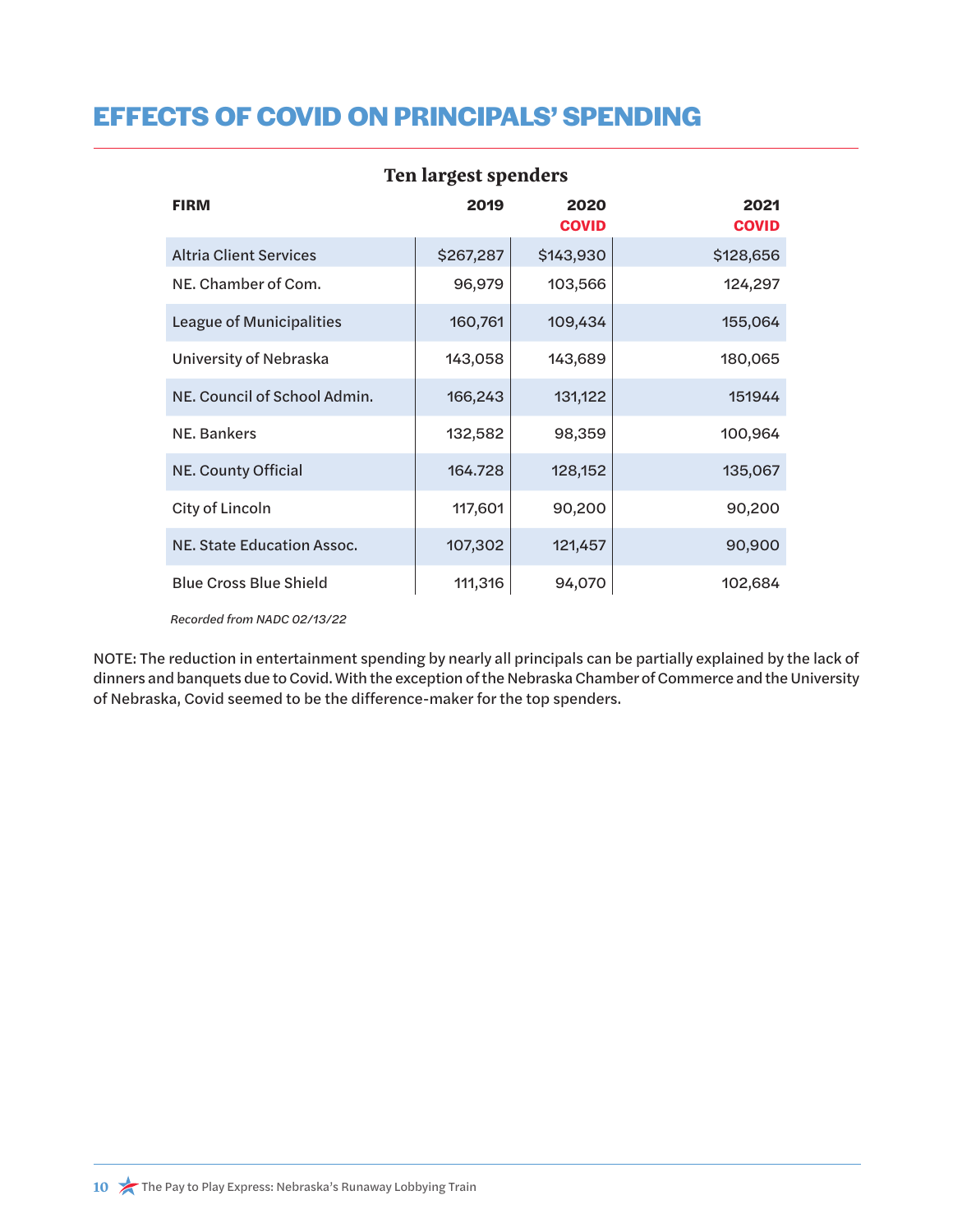# EFFECTS OF COVID ON PRINCIPALS' SPENDING

**Ten largest spenders**

| FIRM | 2019 | 2020 COVID | 2021 COVID |
|---|---|---|---|
| Altria Client Services | $267,287 | $143,930 | $128,656 |
| NE. Chamber of Com. | 96,979 | 103,566 | 124,297 |
| League of Municipalities | 160,761 | 109,434 | 155,064 |
| University of Nebraska | 143,058 | 143,689 | 180,065 |
| NE. Council of School Admin. | 166,243 | 131,122 | 151944 |
| NE. Bankers | 132,582 | 98,359 | 100,964 |
| NE. County Official | 164.728 | 128,152 | 135,067 |
| City of Lincoln | 117,601 | 90,200 | 90,200 |
| NE. State Education Assoc. | 107,302 | 121,457 | 90,900 |
| Blue Cross Blue Shield | 111,316 | 94,070 | 102,684 |

*Recorded from NADC 02/13/22*

NOTE: The reduction in entertainment spending by nearly all principals can be partially explained by the lack of dinners and banquets due to Covid. With the exception of the Nebraska Chamber of Commerce and the University of Nebraska, Covid seemed to be the difference-maker for the top spenders.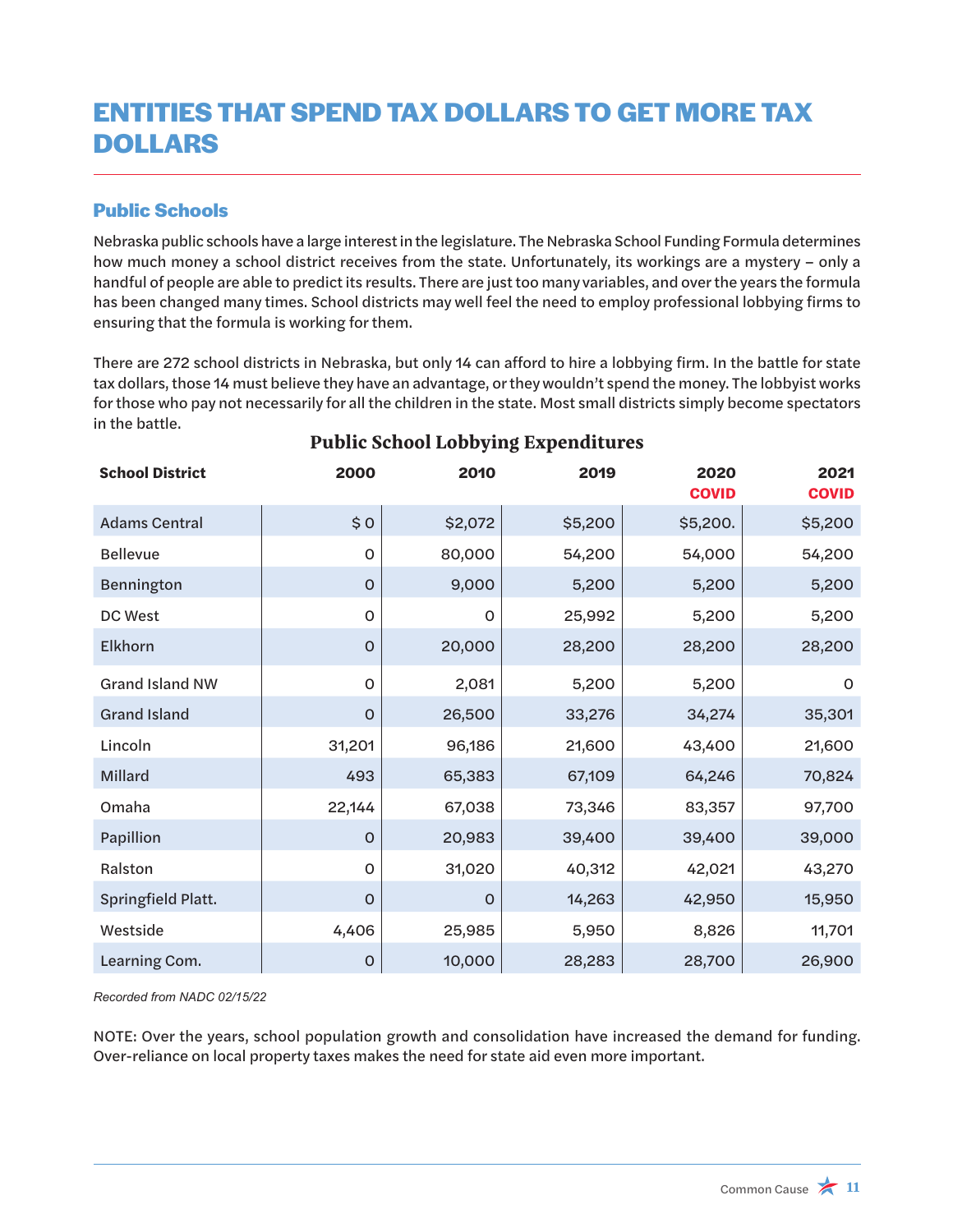# ENTITIES THAT SPEND TAX DOLLARS TO GET MORE TAX DOLLARS

## Public Schools

Nebraska public schools have a large interest in the legislature. The Nebraska School Funding Formula determines how much money a school district receives from the state. Unfortunately, its workings are a mystery – only a handful of people are able to predict its results. There are just too many variables, and over the years the formula has been changed many times. School districts may well feel the need to employ professional lobbying firms to ensuring that the formula is working for them.

There are 272 school districts in Nebraska, but only 14 can afford to hire a lobbying firm. In the battle for state tax dollars, those 14 must believe they have an advantage, or they wouldn't spend the money. The lobbyist works for those who pay not necessarily for all the children in the state. Most small districts simply become spectators in the battle.

**Public School Lobbying Expenditures**

| School District | 2000 | 2010 | 2019 | 2020 COVID | 2021 COVID |
|---|---|---|---|---|---|
| Adams Central | $ 0 | $2,072 | $5,200 | $5,200. | $5,200 |
| Bellevue | 0 | 80,000 | 54,200 | 54,000 | 54,200 |
| Bennington | 0 | 9,000 | 5,200 | 5,200 | 5,200 |
| DC West | 0 | 0 | 25,992 | 5,200 | 5,200 |
| Elkhorn | 0 | 20,000 | 28,200 | 28,200 | 28,200 |
| Grand Island NW | 0 | 2,081 | 5,200 | 5,200 | 0 |
| Grand Island | 0 | 26,500 | 33,276 | 34,274 | 35,301 |
| Lincoln | 31,201 | 96,186 | 21,600 | 43,400 | 21,600 |
| Millard | 493 | 65,383 | 67,109 | 64,246 | 70,824 |
| Omaha | 22,144 | 67,038 | 73,346 | 83,357 | 97,700 |
| Papillion | 0 | 20,983 | 39,400 | 39,400 | 39,000 |
| Ralston | 0 | 31,020 | 40,312 | 42,021 | 43,270 |
| Springfield Platt. | 0 | 0 | 14,263 | 42,950 | 15,950 |
| Westside | 4,406 | 25,985 | 5,950 | 8,826 | 11,701 |
| Learning Com. | 0 | 10,000 | 28,283 | 28,700 | 26,900 |

*Recorded from NADC 02/15/22*

NOTE: Over the years, school population growth and consolidation have increased the demand for funding. Over-reliance on local property taxes makes the need for state aid even more important.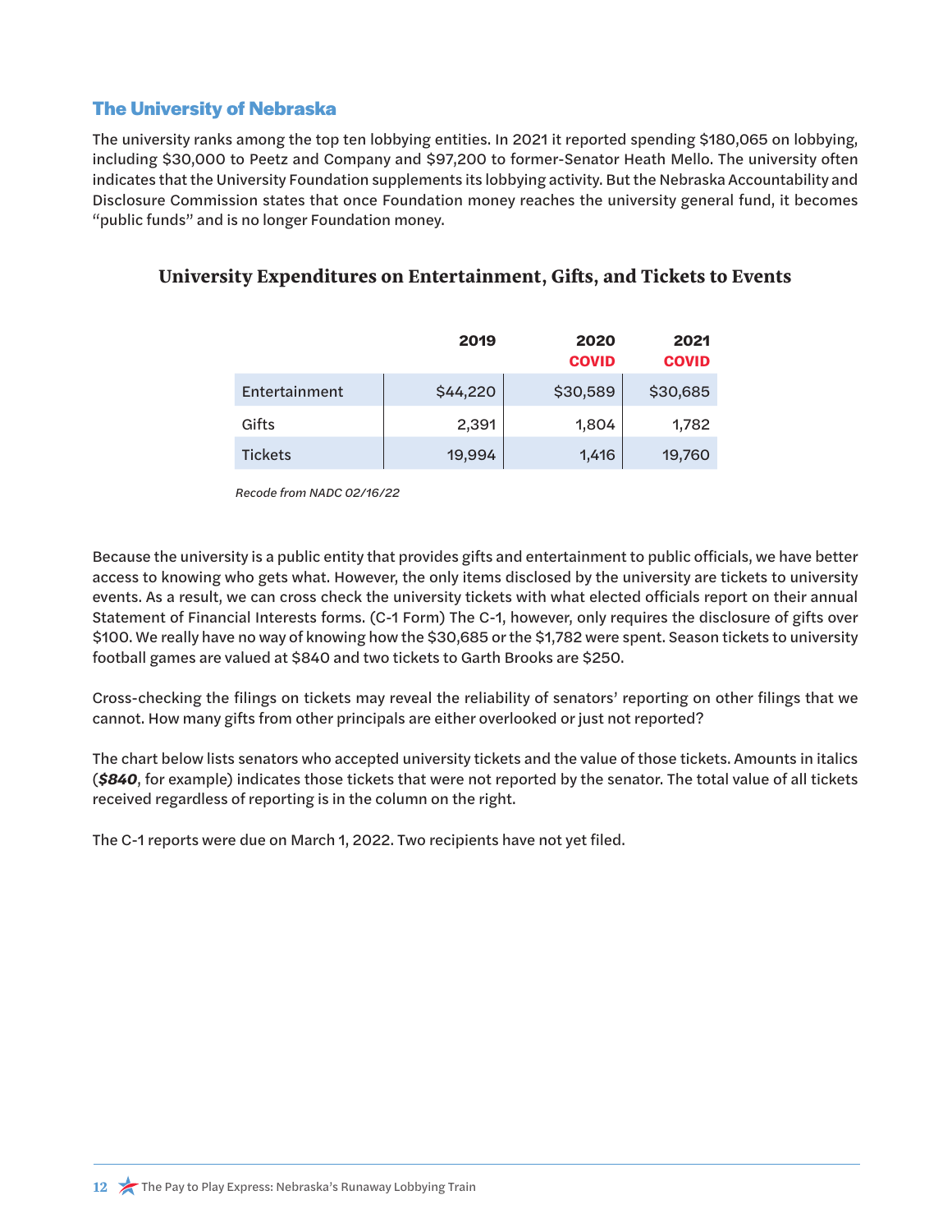## The University of Nebraska

The university ranks among the top ten lobbying entities. In 2021 it reported spending $180,065 on lobbying, including $30,000 to Peetz and Company and $97,200 to former-Senator Heath Mello. The university often indicates that the University Foundation supplements its lobbying activity. But the Nebraska Accountability and Disclosure Commission states that once Foundation money reaches the university general fund, it becomes "public funds" and is no longer Foundation money.

### University Expenditures on Entertainment, Gifts, and Tickets to Events

| | 2019 | 2020 COVID | 2021 COVID |
|---|---|---|---|
| Entertainment | $44,220 | $30,589 | $30,685 |
| Gifts | 2,391 | 1,804 | 1,782 |
| Tickets | 19,994 | 1,416 | 19,760 |

*Recode from NADC 02/16/22*

Because the university is a public entity that provides gifts and entertainment to public officials, we have better access to knowing who gets what. However, the only items disclosed by the university are tickets to university events. As a result, we can cross check the university tickets with what elected officials report on their annual Statement of Financial Interests forms. (C-1 Form) The C-1, however, only requires the disclosure of gifts over $100. We really have no way of knowing how the $30,685 or the $1,782 were spent. Season tickets to university football games are valued at $840 and two tickets to Garth Brooks are $250.

Cross-checking the filings on tickets may reveal the reliability of senators' reporting on other filings that we cannot. How many gifts from other principals are either overlooked or just not reported?

The chart below lists senators who accepted university tickets and the value of those tickets. Amounts in italics (***$840***, for example) indicates those tickets that were not reported by the senator. The total value of all tickets received regardless of reporting is in the column on the right.

The C-1 reports were due on March 1, 2022. Two recipients have not yet filed.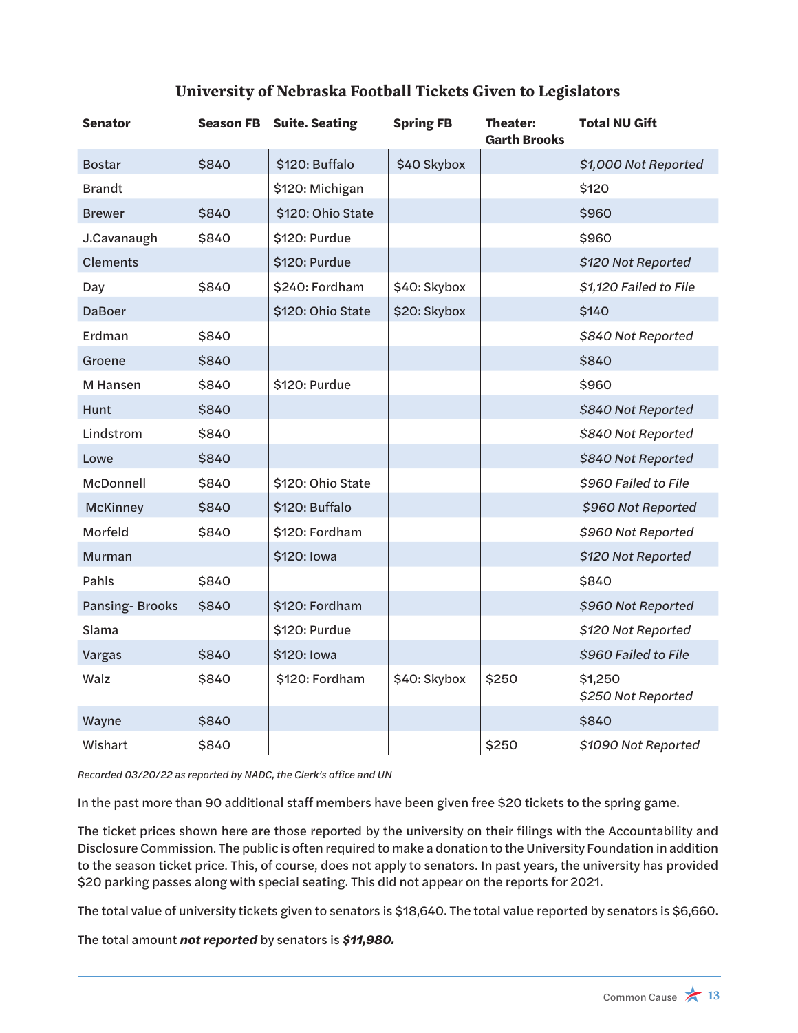## University of Nebraska Football Tickets Given to Legislators

| Senator | Season FB | Suite. Seating | Spring FB | Theater: Garth Brooks | Total NU Gift |
|---|---|---|---|---|---|
| Bostar | $840 | $120: Buffalo | $40 Skybox | | *$1,000 Not Reported* |
| Brandt | | $120: Michigan | | | $120 |
| Brewer | $840 | $120: Ohio State | | | $960 |
| J.Cavanaugh | $840 | $120: Purdue | | | $960 |
| Clements | | $120: Purdue | | | *$120 Not Reported* |
| Day | $840 | $240: Fordham | $40: Skybox | | *$1,120 Failed to File* |
| DaBoer | | $120: Ohio State | $20: Skybox | | $140 |
| Erdman | $840 | | | | *$840 Not Reported* |
| Groene | $840 | | | | $840 |
| M Hansen | $840 | $120: Purdue | | | $960 |
| Hunt | $840 | | | | *$840 Not Reported* |
| Lindstrom | $840 | | | | *$840 Not Reported* |
| Lowe | $840 | | | | *$840 Not Reported* |
| McDonnell | $840 | $120: Ohio State | | | *$960 Failed to File* |
| McKinney | $840 | $120: Buffalo | | | *$960 Not Reported* |
| Morfeld | $840 | $120: Fordham | | | *$960 Not Reported* |
| Murman | | $120: Iowa | | | *$120 Not Reported* |
| Pahls | $840 | | | | $840 |
| Pansing- Brooks | $840 | $120: Fordham | | | *$960 Not Reported* |
| Slama | | $120: Purdue | | | *$120 Not Reported* |
| Vargas | $840 | $120: Iowa | | | *$960 Failed to File* |
| Walz | $840 | $120: Fordham | $40: Skybox | $250 | $1,250 *$250 Not Reported* |
| Wayne | $840 | | | | $840 |
| Wishart | $840 | | | $250 | *$1090 Not Reported* |

*Recorded 03/20/22 as reported by NADC, the Clerk's office and UN*

In the past more than 90 additional staff members have been given free $20 tickets to the spring game.

The ticket prices shown here are those reported by the university on their filings with the Accountability and Disclosure Commission. The public is often required to make a donation to the University Foundation in addition to the season ticket price. This, of course, does not apply to senators. In past years, the university has provided $20 parking passes along with special seating. This did not appear on the reports for 2021.

The total value of university tickets given to senators is $18,640. The total value reported by senators is $6,660.

The total amount ***not reported*** by senators is ***$11,980.***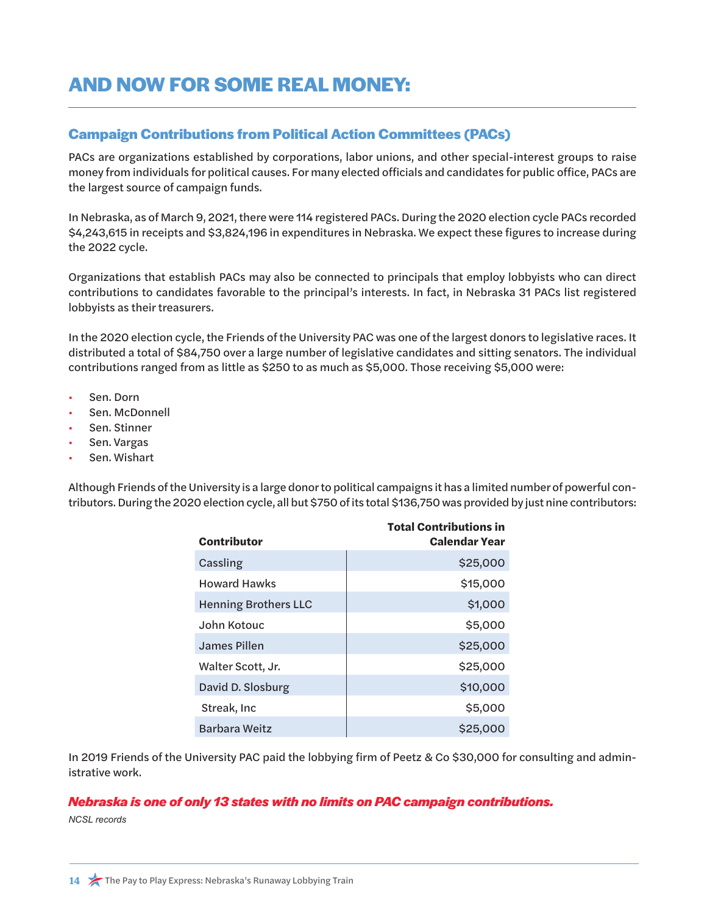# AND NOW FOR SOME REAL MONEY:

## Campaign Contributions from Political Action Committees (PACs)

PACs are organizations established by corporations, labor unions, and other special-interest groups to raise money from individuals for political causes. For many elected officials and candidates for public office, PACs are the largest source of campaign funds.

In Nebraska, as of March 9, 2021, there were 114 registered PACs. During the 2020 election cycle PACs recorded $4,243,615 in receipts and $3,824,196 in expenditures in Nebraska. We expect these figures to increase during the 2022 cycle.

Organizations that establish PACs may also be connected to principals that employ lobbyists who can direct contributions to candidates favorable to the principal's interests. In fact, in Nebraska 31 PACs list registered lobbyists as their treasurers.

In the 2020 election cycle, the Friends of the University PAC was one of the largest donors to legislative races. It distributed a total of $84,750 over a large number of legislative candidates and sitting senators. The individual contributions ranged from as little as $250 to as much as $5,000. Those receiving $5,000 were:

- Sen. Dorn
- Sen. McDonnell
- Sen. Stinner
- Sen. Vargas
- Sen. Wishart

Although Friends of the University is a large donor to political campaigns it has a limited number of powerful contributors. During the 2020 election cycle, all but $750 of its total $136,750 was provided by just nine contributors:

| Contributor | Total Contributions in Calendar Year |
|---|---:|
| Cassling | $25,000 |
| Howard Hawks | $15,000 |
| Henning Brothers LLC | $1,000 |
| John Kotouc | $5,000 |
| James Pillen | $25,000 |
| Walter Scott, Jr. | $25,000 |
| David D. Slosburg | $10,000 |
| Streak, Inc | $5,000 |
| Barbara Weitz | $25,000 |

In 2019 Friends of the University PAC paid the lobbying firm of Peetz & Co $30,000 for consulting and administrative work.

***Nebraska is one of only 13 states with no limits on PAC campaign contributions.***

*NCSL records*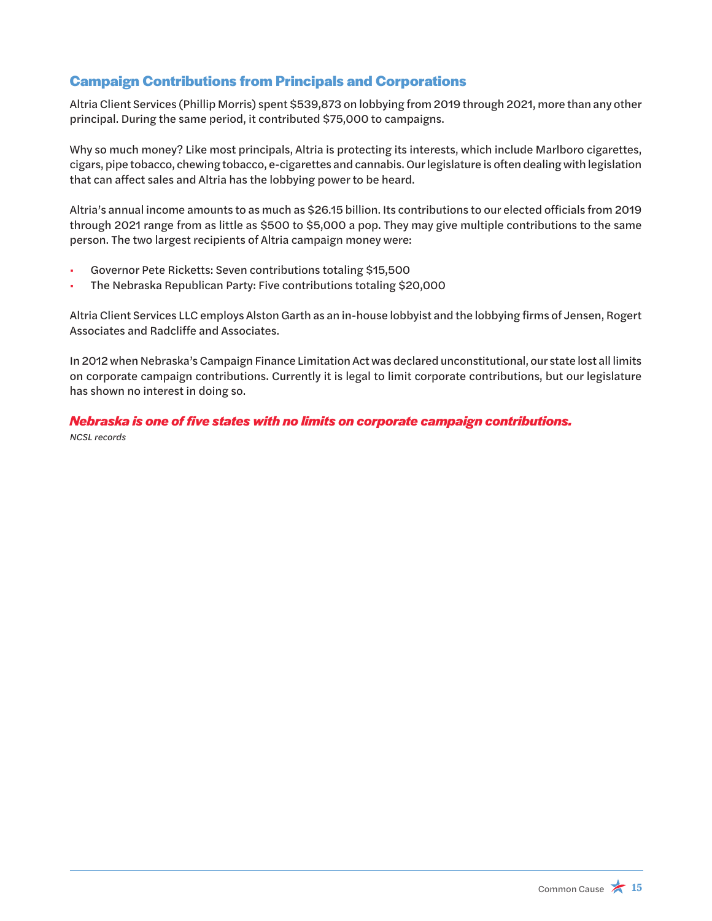## Campaign Contributions from Principals and Corporations

Altria Client Services (Phillip Morris) spent $539,873 on lobbying from 2019 through 2021, more than any other principal. During the same period, it contributed $75,000 to campaigns.

Why so much money? Like most principals, Altria is protecting its interests, which include Marlboro cigarettes, cigars, pipe tobacco, chewing tobacco, e-cigarettes and cannabis. Our legislature is often dealing with legislation that can affect sales and Altria has the lobbying power to be heard.

Altria's annual income amounts to as much as $26.15 billion. Its contributions to our elected officials from 2019 through 2021 range from as little as $500 to $5,000 a pop. They may give multiple contributions to the same person. The two largest recipients of Altria campaign money were:

- Governor Pete Ricketts: Seven contributions totaling $15,500
- The Nebraska Republican Party: Five contributions totaling $20,000

Altria Client Services LLC employs Alston Garth as an in-house lobbyist and the lobbying firms of Jensen, Rogert Associates and Radcliffe and Associates.

In 2012 when Nebraska's Campaign Finance Limitation Act was declared unconstitutional, our state lost all limits on corporate campaign contributions. Currently it is legal to limit corporate contributions, but our legislature has shown no interest in doing so.

***Nebraska is one of five states with no limits on corporate campaign contributions.***

*NCSL records*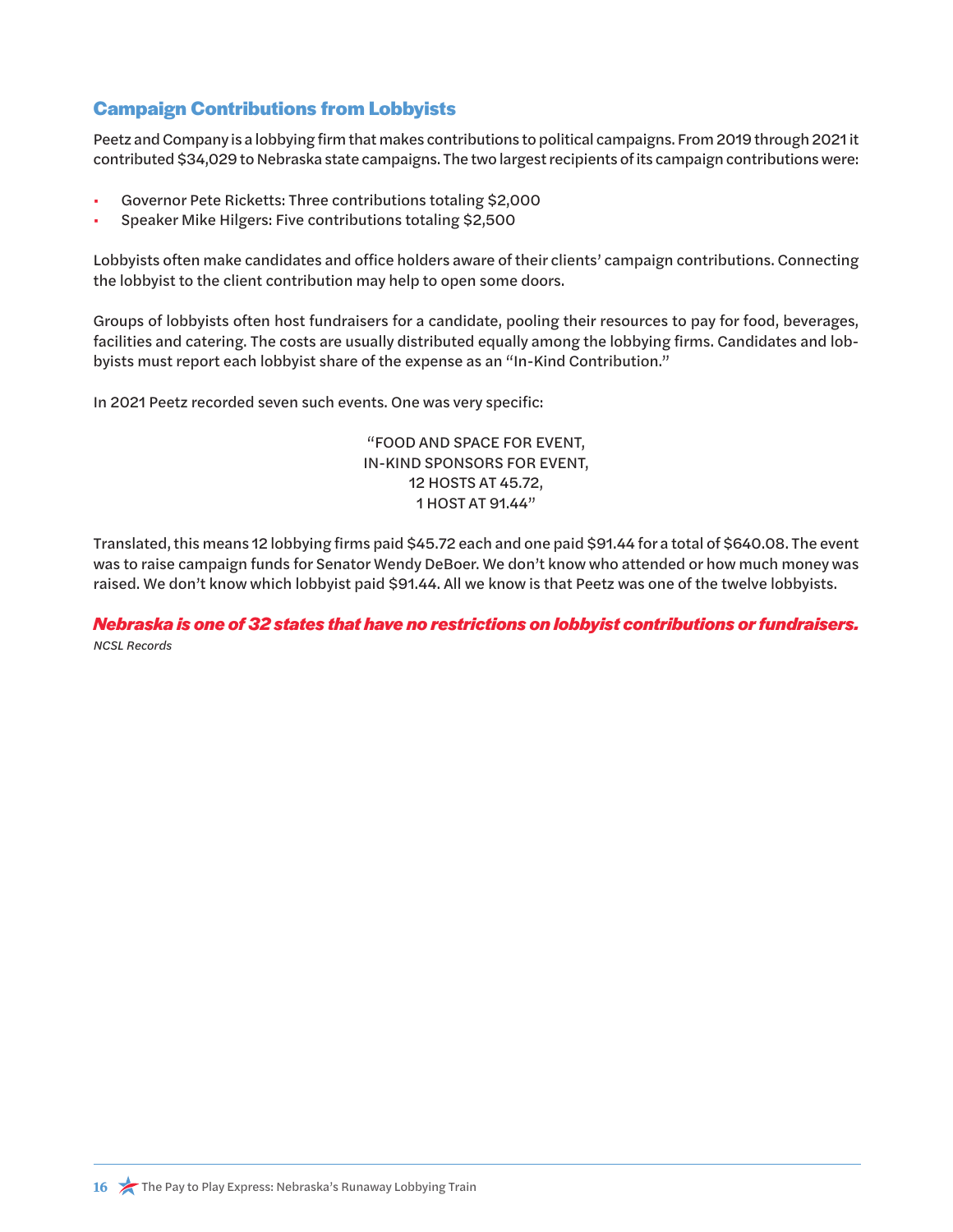## Campaign Contributions from Lobbyists

Peetz and Company is a lobbying firm that makes contributions to political campaigns. From 2019 through 2021 it contributed $34,029 to Nebraska state campaigns. The two largest recipients of its campaign contributions were:

- Governor Pete Ricketts: Three contributions totaling $2,000
- Speaker Mike Hilgers: Five contributions totaling $2,500

Lobbyists often make candidates and office holders aware of their clients' campaign contributions. Connecting the lobbyist to the client contribution may help to open some doors.

Groups of lobbyists often host fundraisers for a candidate, pooling their resources to pay for food, beverages, facilities and catering. The costs are usually distributed equally among the lobbying firms. Candidates and lobbyists must report each lobbyist share of the expense as an "In-Kind Contribution."

In 2021 Peetz recorded seven such events. One was very specific:

"FOOD AND SPACE FOR EVENT,
IN-KIND SPONSORS FOR EVENT,
12 HOSTS AT 45.72,
1 HOST AT 91.44"

Translated, this means 12 lobbying firms paid $45.72 each and one paid $91.44 for a total of $640.08. The event was to raise campaign funds for Senator Wendy DeBoer. We don't know who attended or how much money was raised. We don't know which lobbyist paid $91.44. All we know is that Peetz was one of the twelve lobbyists.

***Nebraska is one of 32 states that have no restrictions on lobbyist contributions or fundraisers.***
*NCSL Records*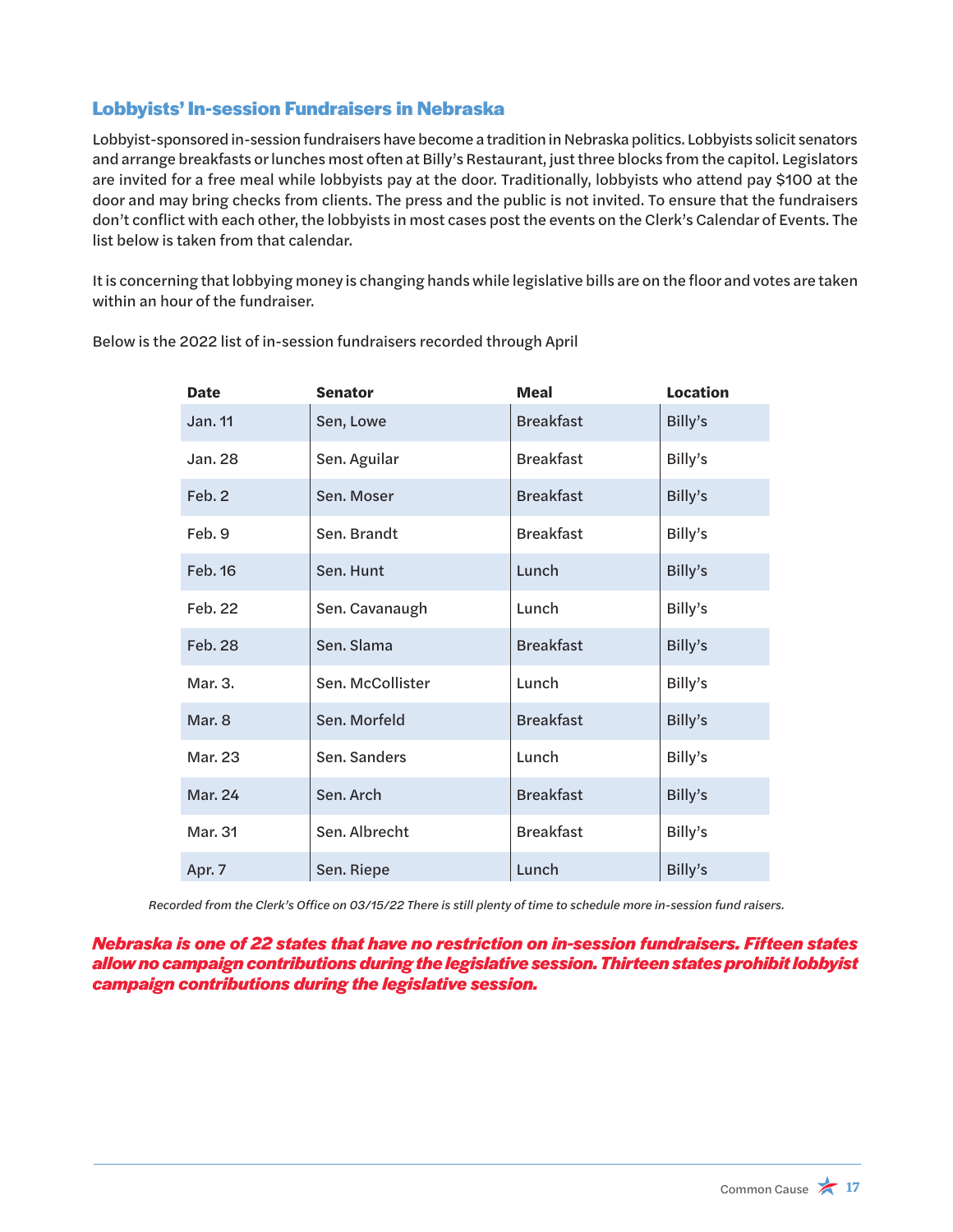## Lobbyists' In-session Fundraisers in Nebraska

Lobbyist-sponsored in-session fundraisers have become a tradition in Nebraska politics. Lobbyists solicit senators and arrange breakfasts or lunches most often at Billy's Restaurant, just three blocks from the capitol. Legislators are invited for a free meal while lobbyists pay at the door. Traditionally, lobbyists who attend pay $100 at the door and may bring checks from clients. The press and the public is not invited. To ensure that the fundraisers don't conflict with each other, the lobbyists in most cases post the events on the Clerk's Calendar of Events. The list below is taken from that calendar.

It is concerning that lobbying money is changing hands while legislative bills are on the floor and votes are taken within an hour of the fundraiser.

Below is the 2022 list of in-session fundraisers recorded through April

| Date | Senator | Meal | Location |
|---|---|---|---|
| Jan. 11 | Sen, Lowe | Breakfast | Billy's |
| Jan. 28 | Sen. Aguilar | Breakfast | Billy's |
| Feb. 2 | Sen. Moser | Breakfast | Billy's |
| Feb. 9 | Sen. Brandt | Breakfast | Billy's |
| Feb. 16 | Sen. Hunt | Lunch | Billy's |
| Feb. 22 | Sen. Cavanaugh | Lunch | Billy's |
| Feb. 28 | Sen. Slama | Breakfast | Billy's |
| Mar. 3. | Sen. McCollister | Lunch | Billy's |
| Mar. 8 | Sen. Morfeld | Breakfast | Billy's |
| Mar. 23 | Sen. Sanders | Lunch | Billy's |
| Mar. 24 | Sen. Arch | Breakfast | Billy's |
| Mar. 31 | Sen. Albrecht | Breakfast | Billy's |
| Apr. 7 | Sen. Riepe | Lunch | Billy's |

*Recorded from the Clerk's Office on 03/15/22 There is still plenty of time to schedule more in-session fund raisers.*

***Nebraska is one of 22 states that have no restriction on in-session fundraisers. Fifteen states allow no campaign contributions during the legislative session. Thirteen states prohibit lobbyist campaign contributions during the legislative session.***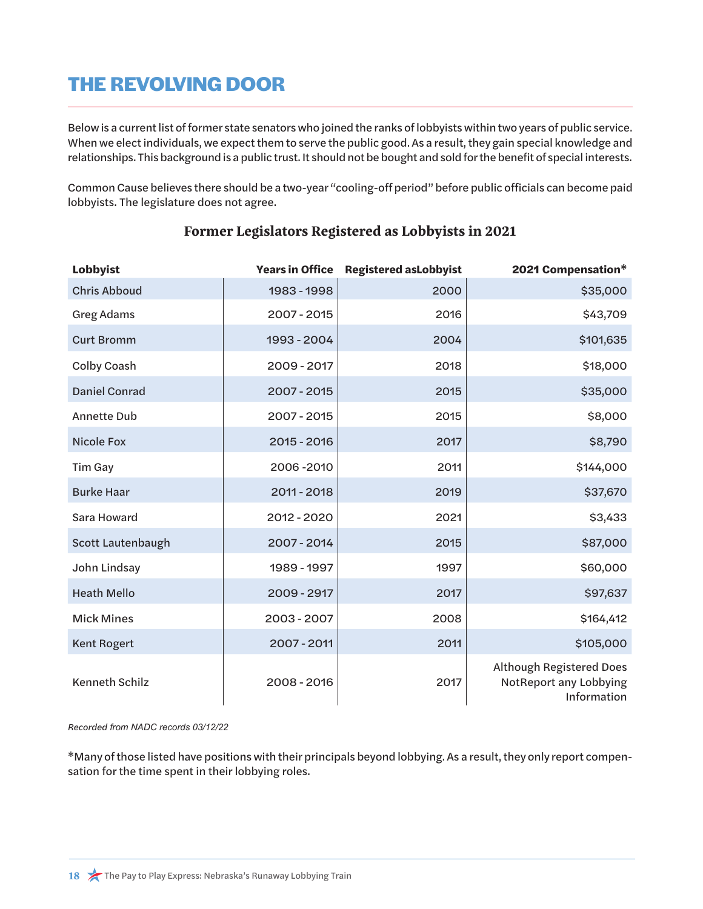# THE REVOLVING DOOR

Below is a current list of former state senators who joined the ranks of lobbyists within two years of public service. When we elect individuals, we expect them to serve the public good. As a result, they gain special knowledge and relationships. This background is a public trust. It should not be bought and sold for the benefit of special interests.

Common Cause believes there should be a two-year "cooling-off period" before public officials can become paid lobbyists. The legislature does not agree.

### Former Legislators Registered as Lobbyists in 2021

| Lobbyist | Years in Office | Registered asLobbyist | 2021 Compensation* |
|---|---|---|---|
| Chris Abboud | 1983 - 1998 | 2000 | $35,000 |
| Greg Adams | 2007 - 2015 | 2016 | $43,709 |
| Curt Bromm | 1993 - 2004 | 2004 | $101,635 |
| Colby Coash | 2009 - 2017 | 2018 | $18,000 |
| Daniel Conrad | 2007 - 2015 | 2015 | $35,000 |
| Annette Dub | 2007 - 2015 | 2015 | $8,000 |
| Nicole Fox | 2015 - 2016 | 2017 | $8,790 |
| Tim Gay | 2006 -2010 | 2011 | $144,000 |
| Burke Haar | 2011 - 2018 | 2019 | $37,670 |
| Sara Howard | 2012 - 2020 | 2021 | $3,433 |
| Scott Lautenbaugh | 2007 - 2014 | 2015 | $87,000 |
| John Lindsay | 1989 - 1997 | 1997 | $60,000 |
| Heath Mello | 2009 - 2917 | 2017 | $97,637 |
| Mick Mines | 2003 - 2007 | 2008 | $164,412 |
| Kent Rogert | 2007 - 2011 | 2011 | $105,000 |
| Kenneth Schilz | 2008 - 2016 | 2017 | Although Registered Does NotReport any Lobbying Information |

*Recorded from NADC records 03/12/22*

*Many of those listed have positions with their principals beyond lobbying. As a result, they only report compensation for the time spent in their lobbying roles.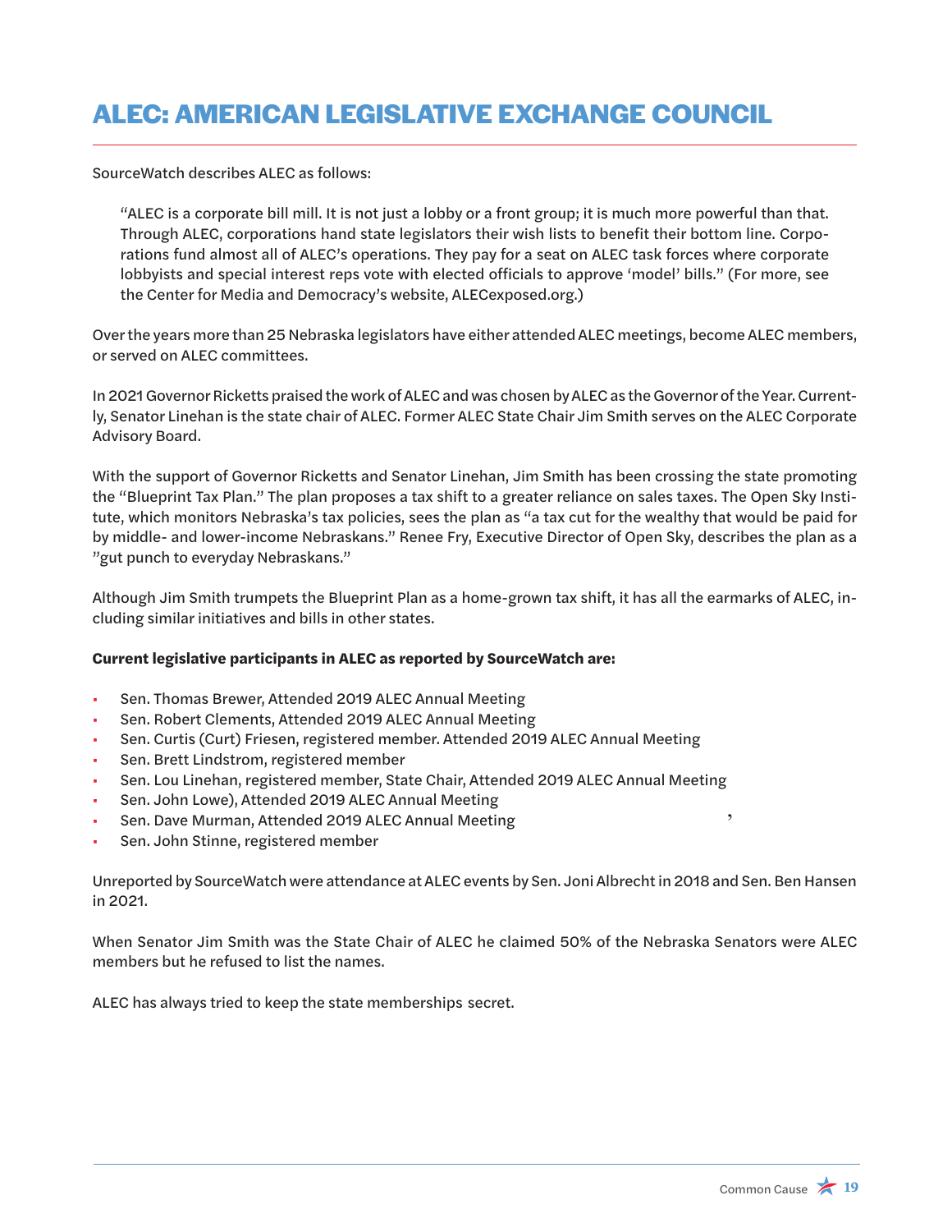# ALEC: AMERICAN LEGISLATIVE EXCHANGE COUNCIL

SourceWatch describes ALEC as follows:

> "ALEC is a corporate bill mill. It is not just a lobby or a front group; it is much more powerful than that. Through ALEC, corporations hand state legislators their wish lists to benefit their bottom line. Corporations fund almost all of ALEC's operations. They pay for a seat on ALEC task forces where corporate lobbyists and special interest reps vote with elected officials to approve 'model' bills." (For more, see the Center for Media and Democracy's website, ALECexposed.org.)

Over the years more than 25 Nebraska legislators have either attended ALEC meetings, become ALEC members, or served on ALEC committees.

In 2021 Governor Ricketts praised the work of ALEC and was chosen by ALEC as the Governor of the Year. Currently, Senator Linehan is the state chair of ALEC. Former ALEC State Chair Jim Smith serves on the ALEC Corporate Advisory Board.

With the support of Governor Ricketts and Senator Linehan, Jim Smith has been crossing the state promoting the "Blueprint Tax Plan." The plan proposes a tax shift to a greater reliance on sales taxes. The Open Sky Institute, which monitors Nebraska's tax policies, sees the plan as "a tax cut for the wealthy that would be paid for by middle- and lower-income Nebraskans." Renee Fry, Executive Director of Open Sky, describes the plan as a "gut punch to everyday Nebraskans."

Although Jim Smith trumpets the Blueprint Plan as a home-grown tax shift, it has all the earmarks of ALEC, including similar initiatives and bills in other states.

**Current legislative participants in ALEC as reported by SourceWatch are:**

- Sen. Thomas Brewer, Attended 2019 ALEC Annual Meeting
- Sen. Robert Clements, Attended 2019 ALEC Annual Meeting
- Sen. Curtis (Curt) Friesen, registered member. Attended 2019 ALEC Annual Meeting
- Sen. Brett Lindstrom, registered member
- Sen. Lou Linehan, registered member, State Chair, Attended 2019 ALEC Annual Meeting
- Sen. John Lowe), Attended 2019 ALEC Annual Meeting
- Sen. Dave Murman, Attended 2019 ALEC Annual Meeting
- Sen. John Stinne, registered member

Unreported by SourceWatch were attendance at ALEC events by Sen. Joni Albrecht in 2018 and Sen. Ben Hansen in 2021.

When Senator Jim Smith was the State Chair of ALEC he claimed 50% of the Nebraska Senators were ALEC members but he refused to list the names.

ALEC has always tried to keep the state memberships secret.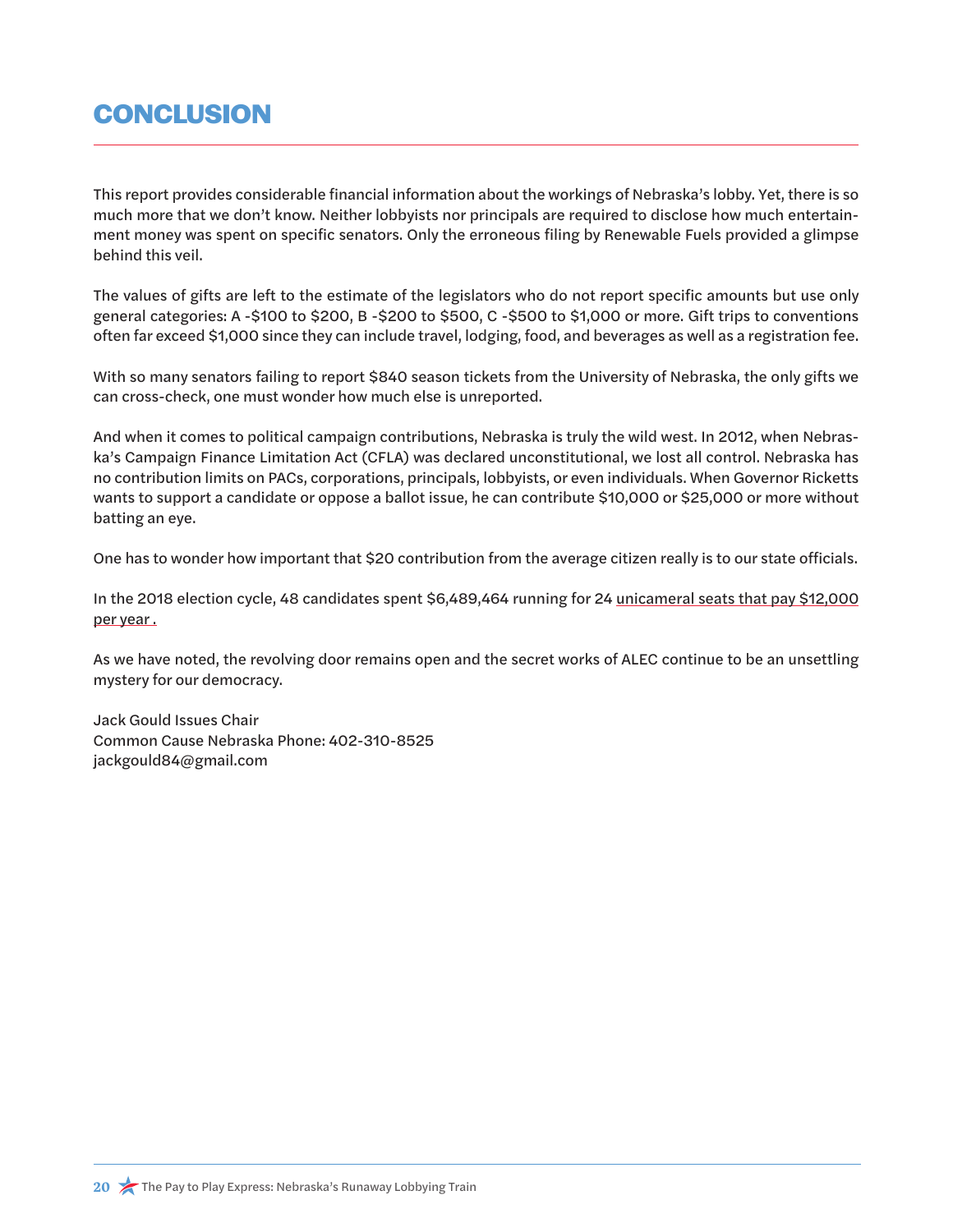# CONCLUSION

This report provides considerable financial information about the workings of Nebraska's lobby. Yet, there is so much more that we don't know. Neither lobbyists nor principals are required to disclose how much entertainment money was spent on specific senators. Only the erroneous filing by Renewable Fuels provided a glimpse behind this veil.

The values of gifts are left to the estimate of the legislators who do not report specific amounts but use only general categories: A -$100 to $200, B -$200 to $500, C -$500 to $1,000 or more. Gift trips to conventions often far exceed $1,000 since they can include travel, lodging, food, and beverages as well as a registration fee.

With so many senators failing to report $840 season tickets from the University of Nebraska, the only gifts we can cross-check, one must wonder how much else is unreported.

And when it comes to political campaign contributions, Nebraska is truly the wild west. In 2012, when Nebraska's Campaign Finance Limitation Act (CFLA) was declared unconstitutional, we lost all control. Nebraska has no contribution limits on PACs, corporations, principals, lobbyists, or even individuals. When Governor Ricketts wants to support a candidate or oppose a ballot issue, he can contribute $10,000 or $25,000 or more without batting an eye.

One has to wonder how important that $20 contribution from the average citizen really is to our state officials.

In the 2018 election cycle, 48 candidates spent $6,489,464 running for 24 unicameral seats that pay $12,000 per year .

As we have noted, the revolving door remains open and the secret works of ALEC continue to be an unsettling mystery for our democracy.

Jack Gould Issues Chair
Common Cause Nebraska Phone: 402-310-8525
jackgould84@gmail.com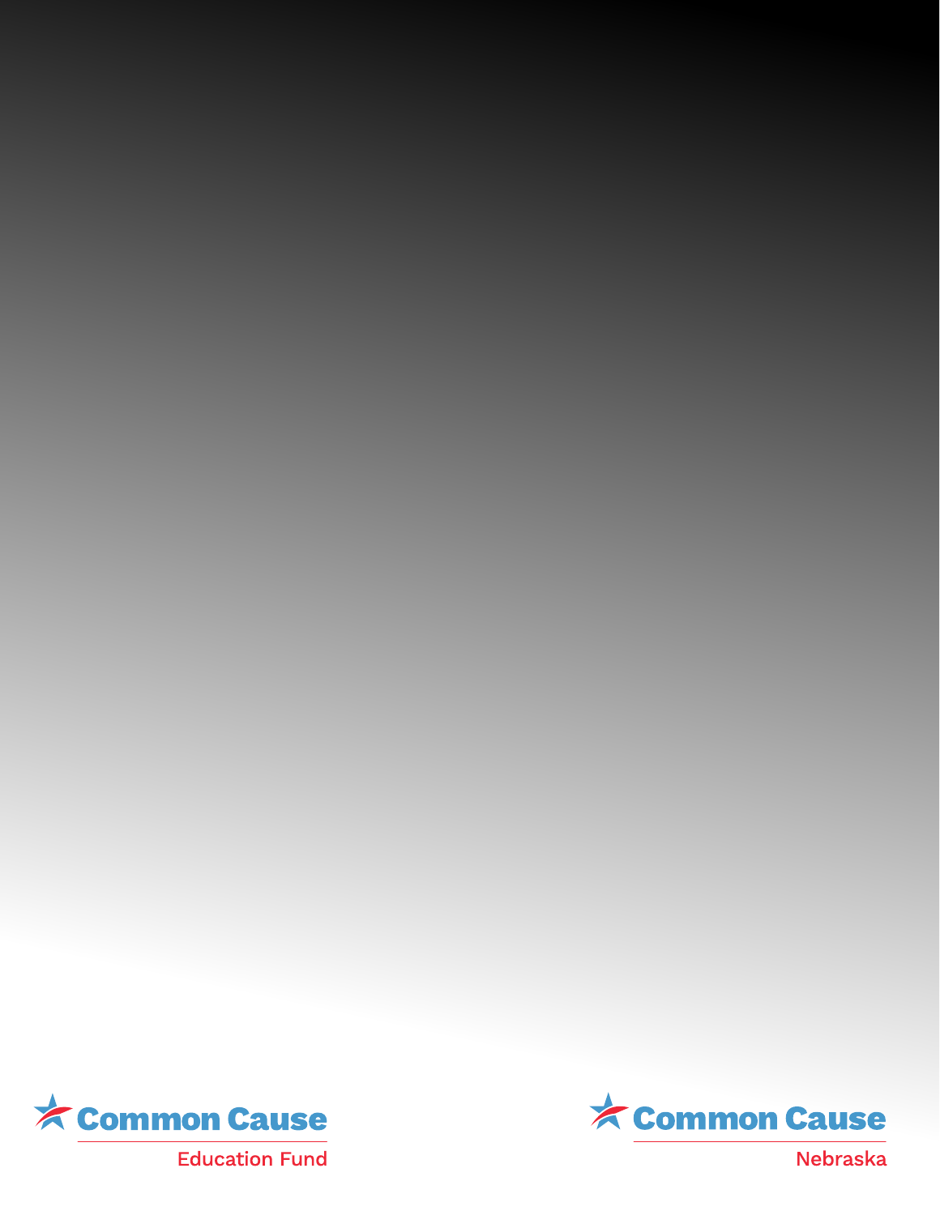Common Cause

Education Fund

Common Cause

Nebraska